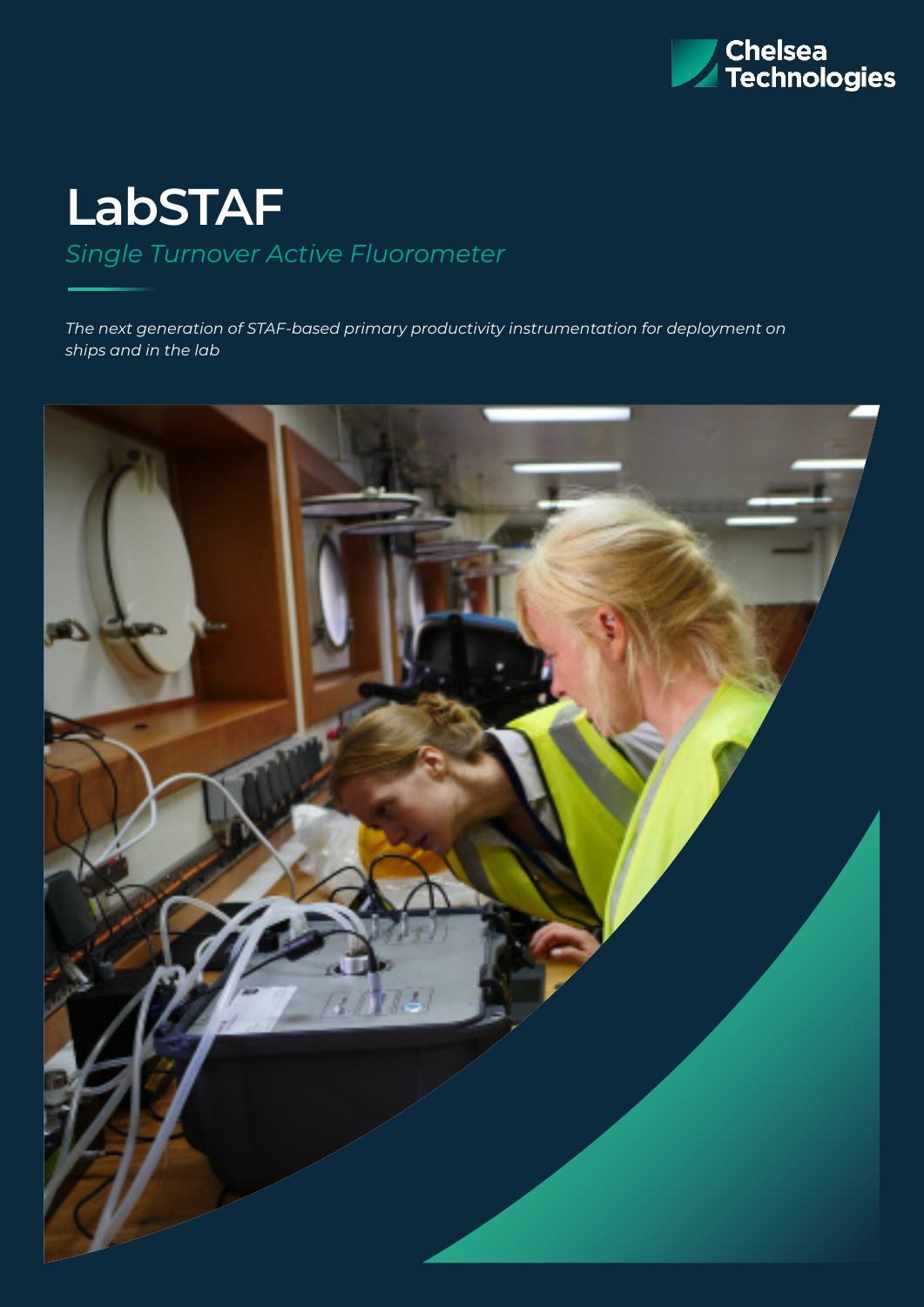Chelsea Technologies

# LabSTAF

*Single Turnover Active Fluorometer*

*The next generation of STAF-based primary productivity instrumentation for deployment on ships and in the lab*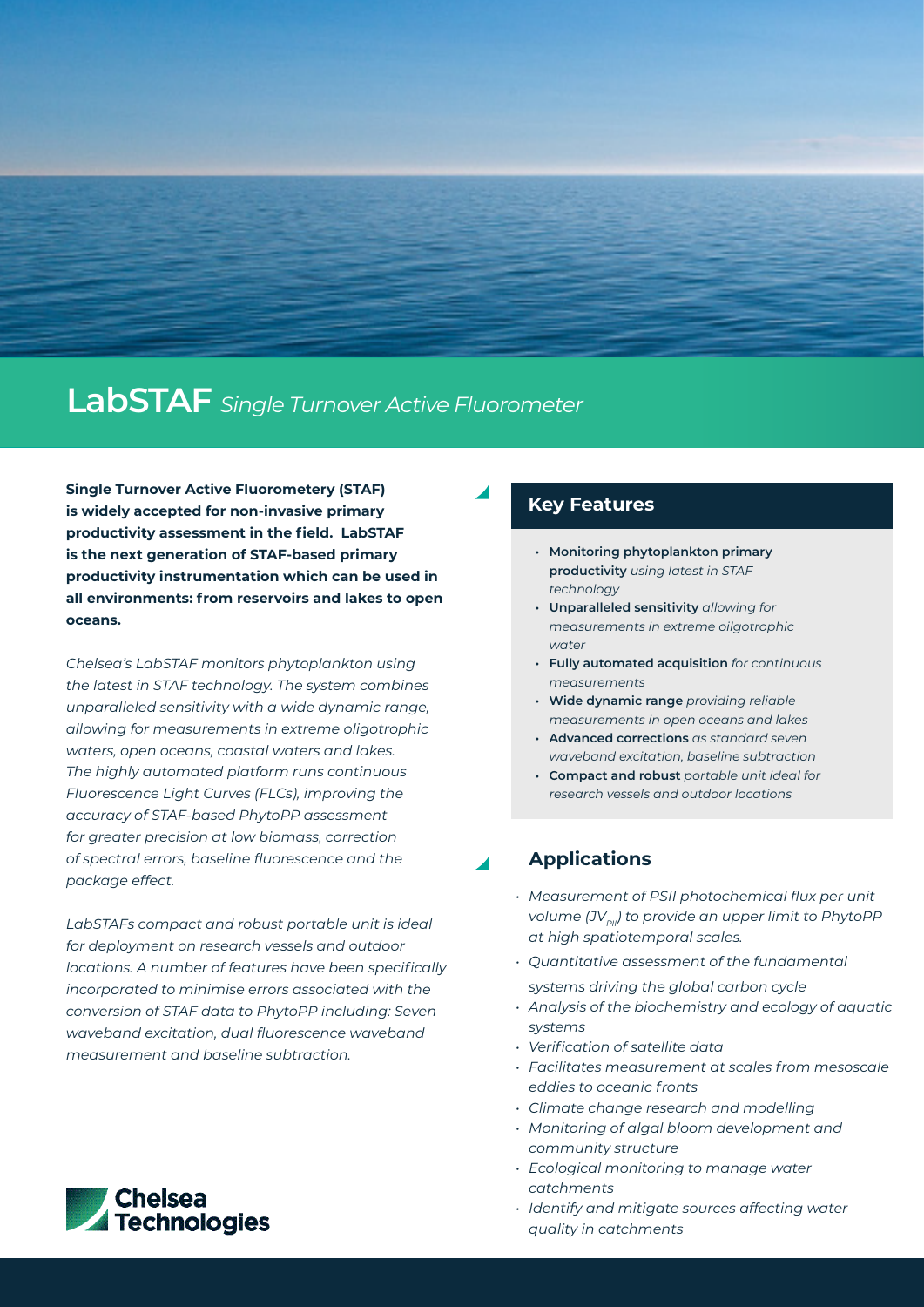# LabSTAF *Single Turnover Active Fluorometer*

**Single Turnover Active Fluorometery (STAF) is widely accepted for non-invasive primary productivity assessment in the field. LabSTAF is the next generation of STAF-based primary productivity instrumentation which can be used in all environments: from reservoirs and lakes to open oceans.**

*Chelsea's LabSTAF monitors phytoplankton using the latest in STAF technology. The system combines unparalleled sensitivity with a wide dynamic range, allowing for measurements in extreme oligotrophic waters, open oceans, coastal waters and lakes. The highly automated platform runs continuous Fluorescence Light Curves (FLCs), improving the accuracy of STAF-based PhytoPP assessment for greater precision at low biomass, correction of spectral errors, baseline fluorescence and the package effect.*

*LabSTAFs compact and robust portable unit is ideal for deployment on research vessels and outdoor locations. A number of features have been specifically incorporated to minimise errors associated with the conversion of STAF data to PhytoPP including: Seven waveband excitation, dual fluorescence waveband measurement and baseline subtraction.*

## Key Features

- **Monitoring phytoplankton primary productivity** *using latest in STAF technology*
- **Unparalleled sensitivity** *allowing for measurements in extreme oilgotrophic water*
- **Fully automated acquisition** *for continuous measurements*
- **Wide dynamic range** *providing reliable measurements in open oceans and lakes*
- **Advanced corrections** *as standard seven waveband excitation, baseline subtraction*
- **Compact and robust** *portable unit ideal for research vessels and outdoor locations*

## Applications

- *Measurement of PSII photochemical flux per unit volume ($JV_{PII}$) to provide an upper limit to PhytoPP at high spatiotemporal scales.*
- *Quantitative assessment of the fundamental systems driving the global carbon cycle*
- *Analysis of the biochemistry and ecology of aquatic systems*
- *Verification of satellite data*
- *Facilitates measurement at scales from mesoscale eddies to oceanic fronts*
- *Climate change research and modelling*
- *Monitoring of algal bloom development and community structure*
- *Ecological monitoring to manage water catchments*
- *Identify and mitigate sources affecting water quality in catchments*

Chelsea Technologies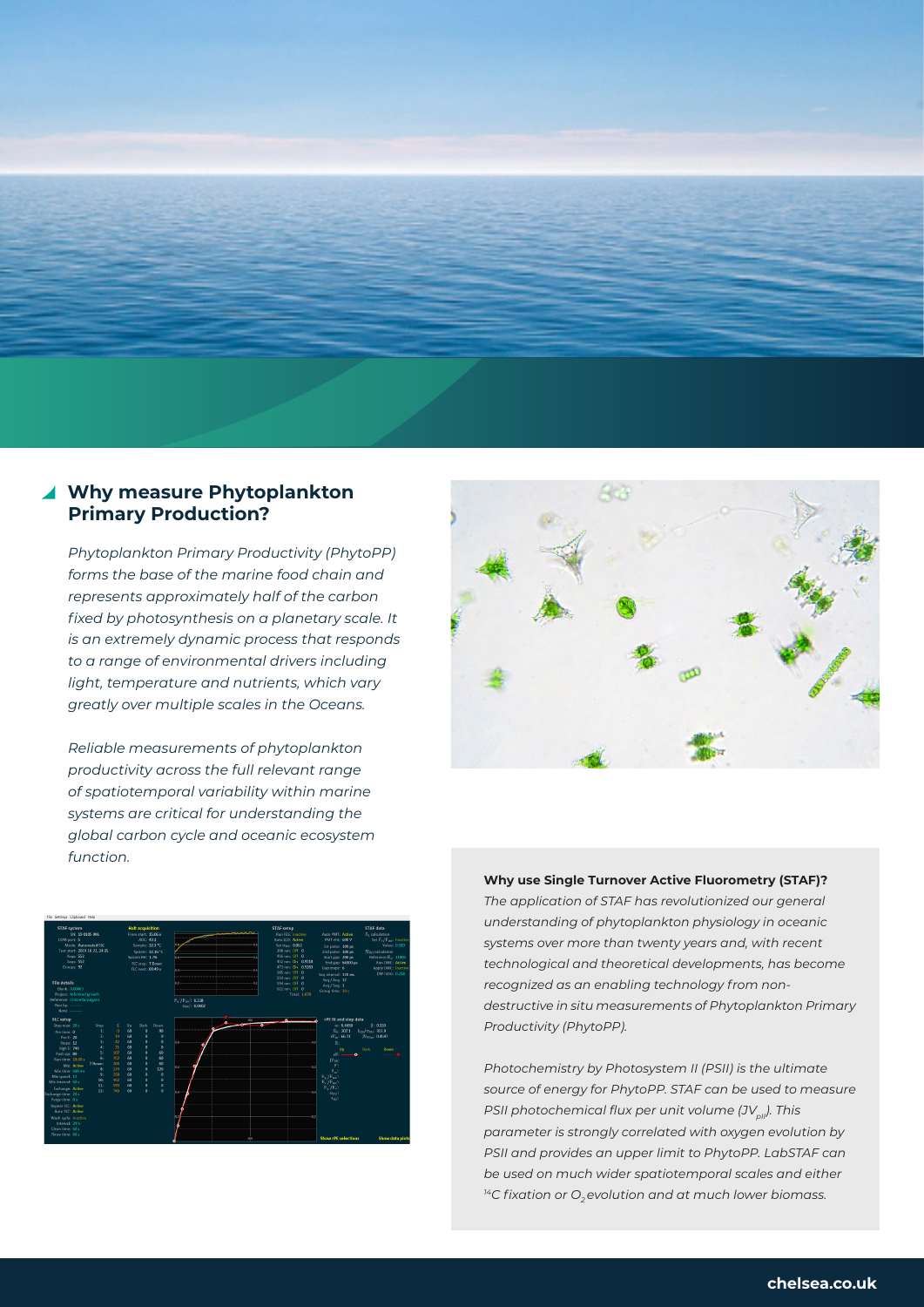## Why measure Phytoplankton Primary Production?

*Phytoplankton Primary Productivity (PhytoPP) forms the base of the marine food chain and represents approximately half of the carbon fixed by photosynthesis on a planetary scale. It is an extremely dynamic process that responds to a range of environmental drivers including light, temperature and nutrients, which vary greatly over multiple scales in the Oceans.*

*Reliable measurements of phytoplankton productivity across the full relevant range of spatiotemporal variability within marine systems are critical for understanding the global carbon cycle and oceanic ecosystem function.*

**Why use Single Turnover Active Fluorometry (STAF)?**

*The application of STAF has revolutionized our general understanding of phytoplankton physiology in oceanic systems over more than twenty years and, with recent technological and theoretical developments, has become recognized as an enabling technology from non-destructive in situ measurements of Phytoplankton Primary Productivity (PhytoPP).*

*Photochemistry by Photosystem II (PSII) is the ultimate source of energy for PhytoPP. STAF can be used to measure PSII photochemical flux per unit volume ($JV_{PII}$). This parameter is strongly correlated with oxygen evolution by PSII and provides an upper limit to PhytoPP. LabSTAF can be used on much wider spatiotemporal scales and either $^{14}C$ fixation or $O_2$ evolution and at much lower biomass.*

chelsea.co.uk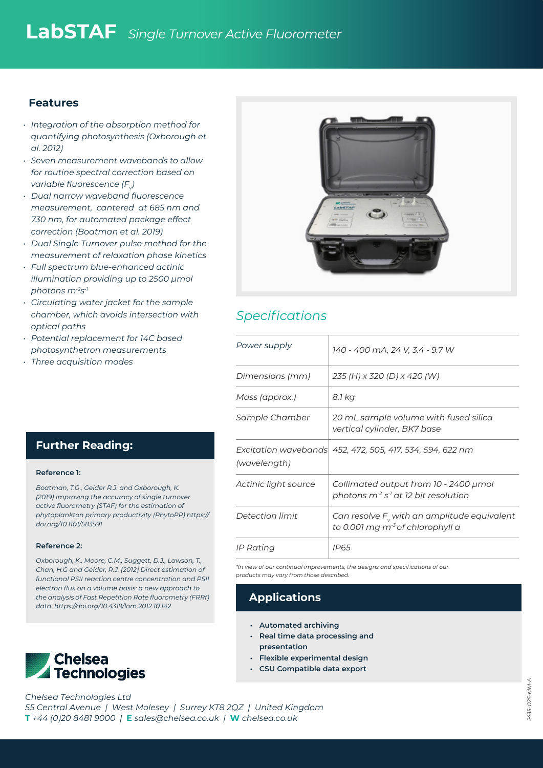# LabSTAF *Single Turnover Active Fluorometer*

## Features

- *Integration of the absorption method for quantifying photosynthesis (Oxborough et al. 2012)*
- *Seven measurement wavebands to allow for routine spectral correction based on variable fluorescence ($F_v$)*
- *Dual narrow waveband fluorescence measurement, cantered at 685 nm and 730 nm, for automated package effect correction (Boatman et al. 2019)*
- *Dual Single Turnover pulse method for the measurement of relaxation phase kinetics*
- *Full spectrum blue-enhanced actinic illumination providing up to 2500 µmol photons $m^{-2}s^{-1}$*
- *Circulating water jacket for the sample chamber, which avoids intersection with optical paths*
- *Potential replacement for 14C based photosynthetron measurements*
- *Three acquisition modes*

## Further Reading:

**Reference 1:**

*Boatman, T.G., Geider R.J. and Oxborough, K. (2019) Improving the accuracy of single turnover active fluorometry (STAF) for the estimation of phytoplankton primary productivity (PhytoPP) https://doi.org/10.1101/583591*

**Reference 2:**

*Oxborough, K., Moore, C.M., Suggett, D.J., Lawson, T., Chan, H.G and Geider, R.J. (2012) Direct estimation of functional PSII reaction centre concentration and PSII electron flux on a volume basis: a new approach to the analysis of Fast Repetition Rate fluorometry (FRRf) data. https://doi.org/10.4319/lom.2012.10.142*

## *Specifications*

| | |
|---|---|
| *Power supply* | *140 - 400 mA, 24 V, 3.4 - 9.7 W* |
| *Dimensions (mm)* | *235 (H) x 320 (D) x 420 (W)* |
| *Mass (approx.)* | *8.1 kg* |
| *Sample Chamber* | *20 mL sample volume with fused silica vertical cylinder, BK7 base* |
| *Excitation wavebands (wavelength)* | *452, 472, 505, 417, 534, 594, 622 nm* |
| *Actinic light source* | *Collimated output from 10 - 2400 µmol photons $m^{-2}$ $s^{-1}$ at 12 bit resolution* |
| *Detection limit* | *Can resolve $F_v$ with an amplitude equivalent to 0.001 mg $m^{-3}$ of chlorophyll a* |
| *IP Rating* | *IP65* |

*\*In view of our continual improvements, the designs and specifications of our products may vary from those described.*

## Applications

- **Automated archiving**
- **Real time data processing and presentation**
- **Flexible experimental design**
- **CSU Compatible data export**

**Chelsea Technologies**

*Chelsea Technologies Ltd*
*55 Central Avenue | West Molesey | Surrey KT8 2QZ | United Kingdom*
**T** *+44 (0)20 8481 9000* | **E** *sales@chelsea.co.uk* | **W** *chelsea.co.uk*

*2435-025-MM-A*